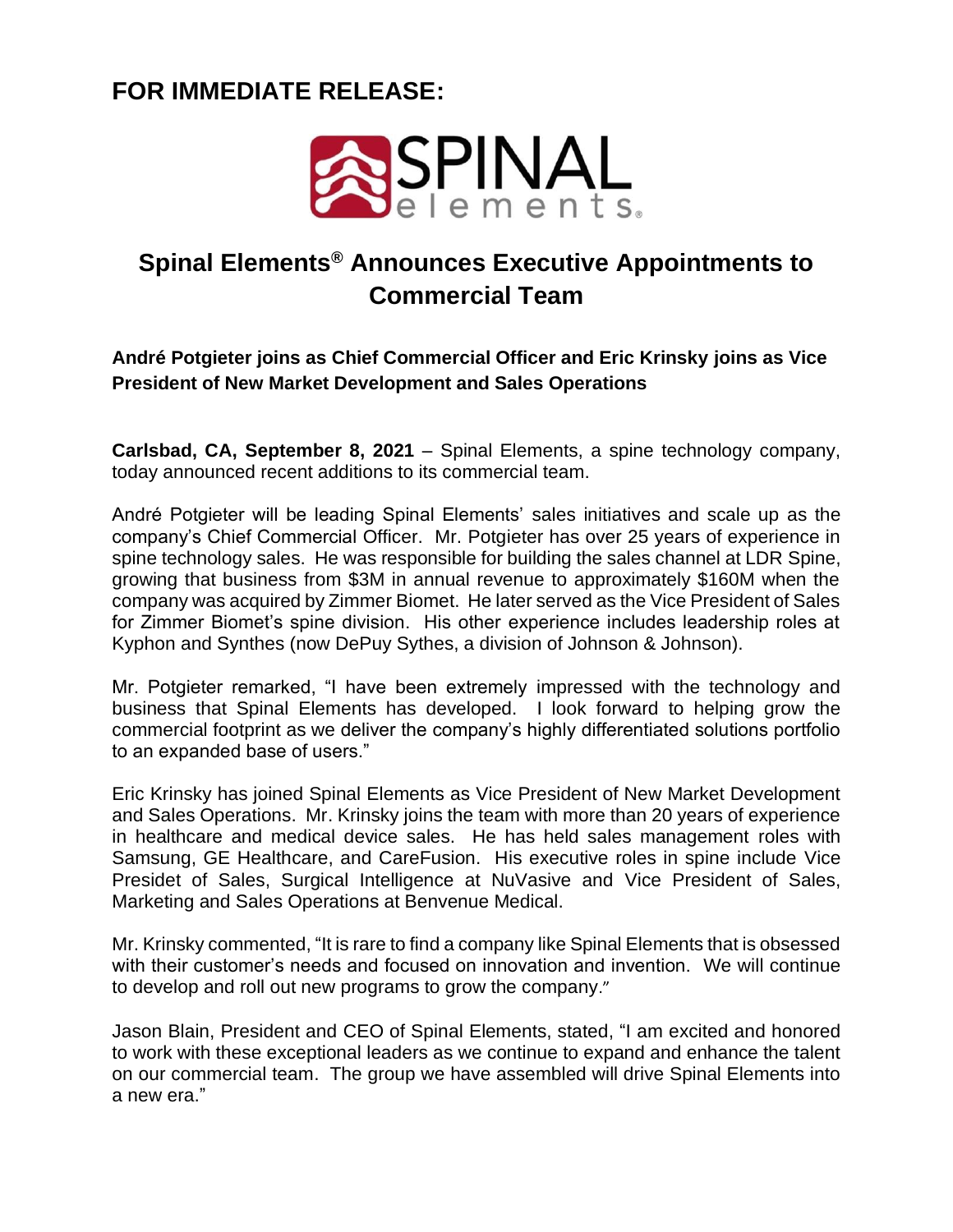**FOR IMMEDIATE RELEASE:**

# Spinal Elements® Announces Executive Appointments to Commercial Team

**André Potgieter joins as Chief Commercial Officer and Eric Krinsky joins as Vice President of New Market Development and Sales Operations**

**Carlsbad, CA, September 8, 2021** – Spinal Elements, a spine technology company, today announced recent additions to its commercial team.

André Potgieter will be leading Spinal Elements' sales initiatives and scale up as the company's Chief Commercial Officer. Mr. Potgieter has over 25 years of experience in spine technology sales. He was responsible for building the sales channel at LDR Spine, growing that business from $3M in annual revenue to approximately $160M when the company was acquired by Zimmer Biomet. He later served as the Vice President of Sales for Zimmer Biomet's spine division. His other experience includes leadership roles at Kyphon and Synthes (now DePuy Sythes, a division of Johnson & Johnson).

Mr. Potgieter remarked, "I have been extremely impressed with the technology and business that Spinal Elements has developed. I look forward to helping grow the commercial footprint as we deliver the company's highly differentiated solutions portfolio to an expanded base of users."

Eric Krinsky has joined Spinal Elements as Vice President of New Market Development and Sales Operations. Mr. Krinsky joins the team with more than 20 years of experience in healthcare and medical device sales. He has held sales management roles with Samsung, GE Healthcare, and CareFusion. His executive roles in spine include Vice Presidet of Sales, Surgical Intelligence at NuVasive and Vice President of Sales, Marketing and Sales Operations at Benvenue Medical.

Mr. Krinsky commented, "It is rare to find a company like Spinal Elements that is obsessed with their customer's needs and focused on innovation and invention. We will continue to develop and roll out new programs to grow the company."

Jason Blain, President and CEO of Spinal Elements, stated, "I am excited and honored to work with these exceptional leaders as we continue to expand and enhance the talent on our commercial team. The group we have assembled will drive Spinal Elements into a new era."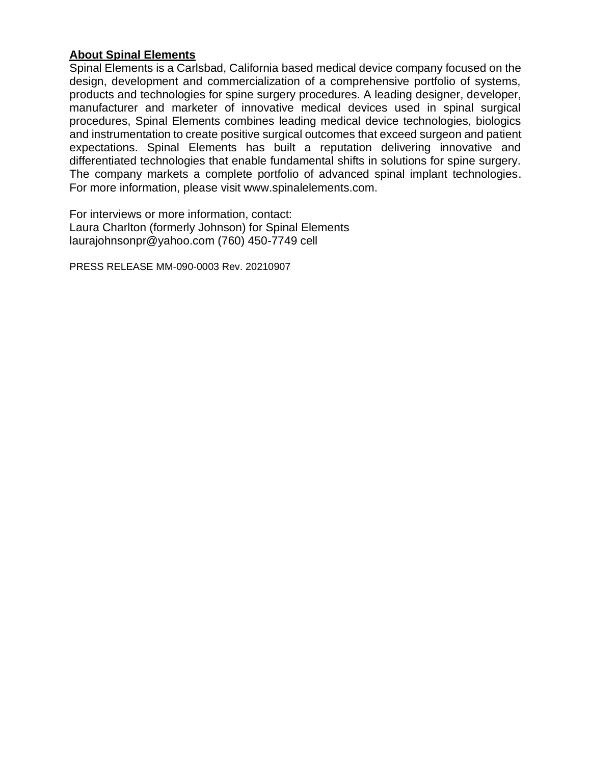**About Spinal Elements**

Spinal Elements is a Carlsbad, California based medical device company focused on the design, development and commercialization of a comprehensive portfolio of systems, products and technologies for spine surgery procedures. A leading designer, developer, manufacturer and marketer of innovative medical devices used in spinal surgical procedures, Spinal Elements combines leading medical device technologies, biologics and instrumentation to create positive surgical outcomes that exceed surgeon and patient expectations. Spinal Elements has built a reputation delivering innovative and differentiated technologies that enable fundamental shifts in solutions for spine surgery. The company markets a complete portfolio of advanced spinal implant technologies. For more information, please visit www.spinalelements.com.

For interviews or more information, contact:
Laura Charlton (formerly Johnson) for Spinal Elements
laurajohnsonpr@yahoo.com (760) 450-7749 cell

PRESS RELEASE MM-090-0003 Rev. 20210907